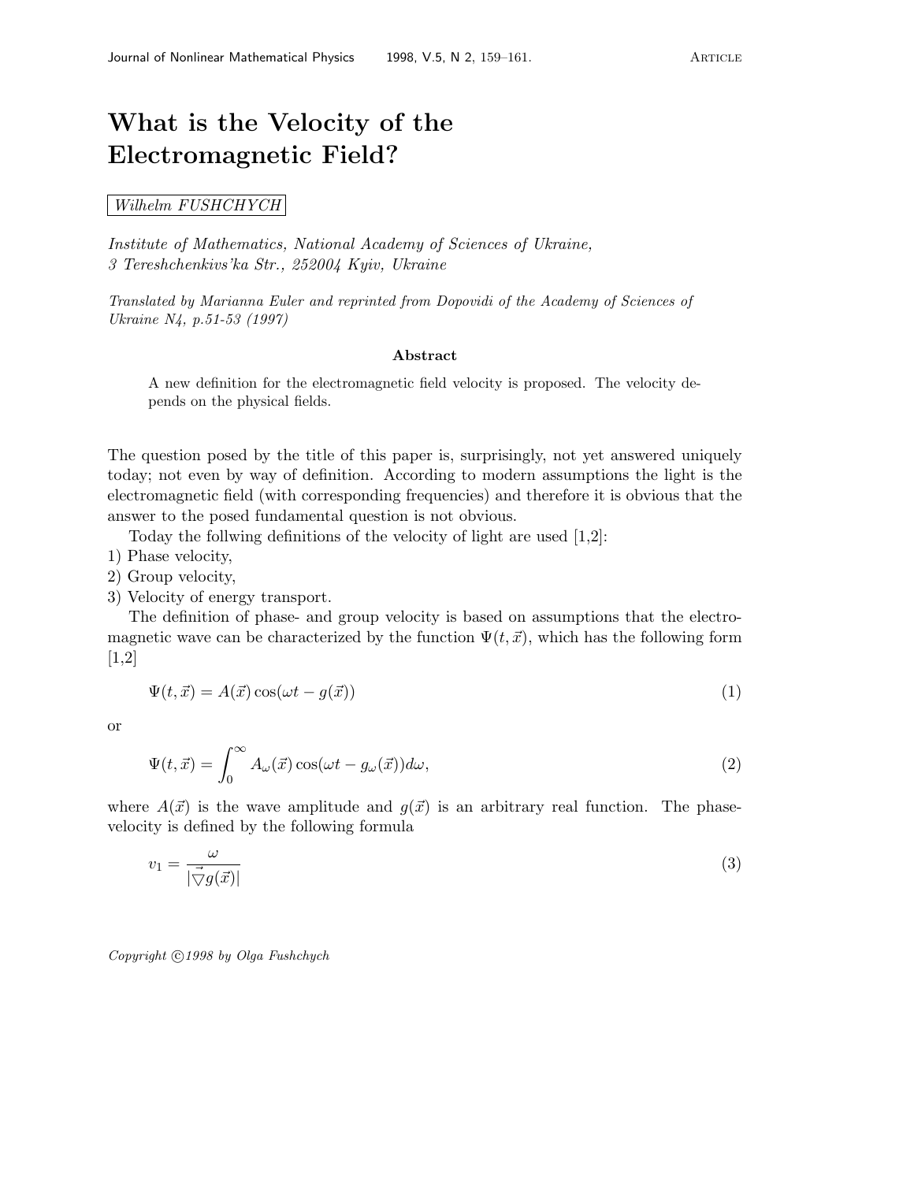# What is the Velocity of the Electromagnetic Field?

Wilhelm FUSHCHYCH

*Institute of Mathematics, National Academy of Sciences of Ukraine, 3 Tereshchenkivs'ka Str., 252004 Kyiv, Ukraine*

*Translated by Marianna Euler and reprinted from Dopovidi of the Academy of Sciences of Ukraine N4, p.51-53 (1997)*

**Abstract**

A new definition for the electromagnetic field velocity is proposed. The velocity depends on the physical fields.

The question posed by the title of this paper is, surprisingly, not yet answered uniquely today; not even by way of definition. According to modern assumptions the light is the electromagnetic field (with corresponding frequencies) and therefore it is obvious that the answer to the posed fundamental question is not obvious.

Today the follwing definitions of the velocity of light are used [1,2]:
1) Phase velocity,
2) Group velocity,
3) Velocity of energy transport.

The definition of phase- and group velocity is based on assumptions that the electromagnetic wave can be characterized by the function $\Psi(t, \vec{x})$, which has the following form [1,2]

$$\Psi(t, \vec{x}) = A(\vec{x}) \cos(\omega t - g(\vec{x})) \tag{1}$$

or

$$\Psi(t, \vec{x}) = \int_0^\infty A_\omega(\vec{x}) \cos(\omega t - g_\omega(\vec{x})) d\omega, \tag{2}$$

where $A(\vec{x})$ is the wave amplitude and $g(\vec{x})$ is an arbitrary real function. The phase-velocity is defined by the following formula

$$v_1 = \frac{\omega}{|\vec{\bigtriangledown} g(\vec{x})|} \tag{3}$$

Copyright ©1998 by Olga Fushchych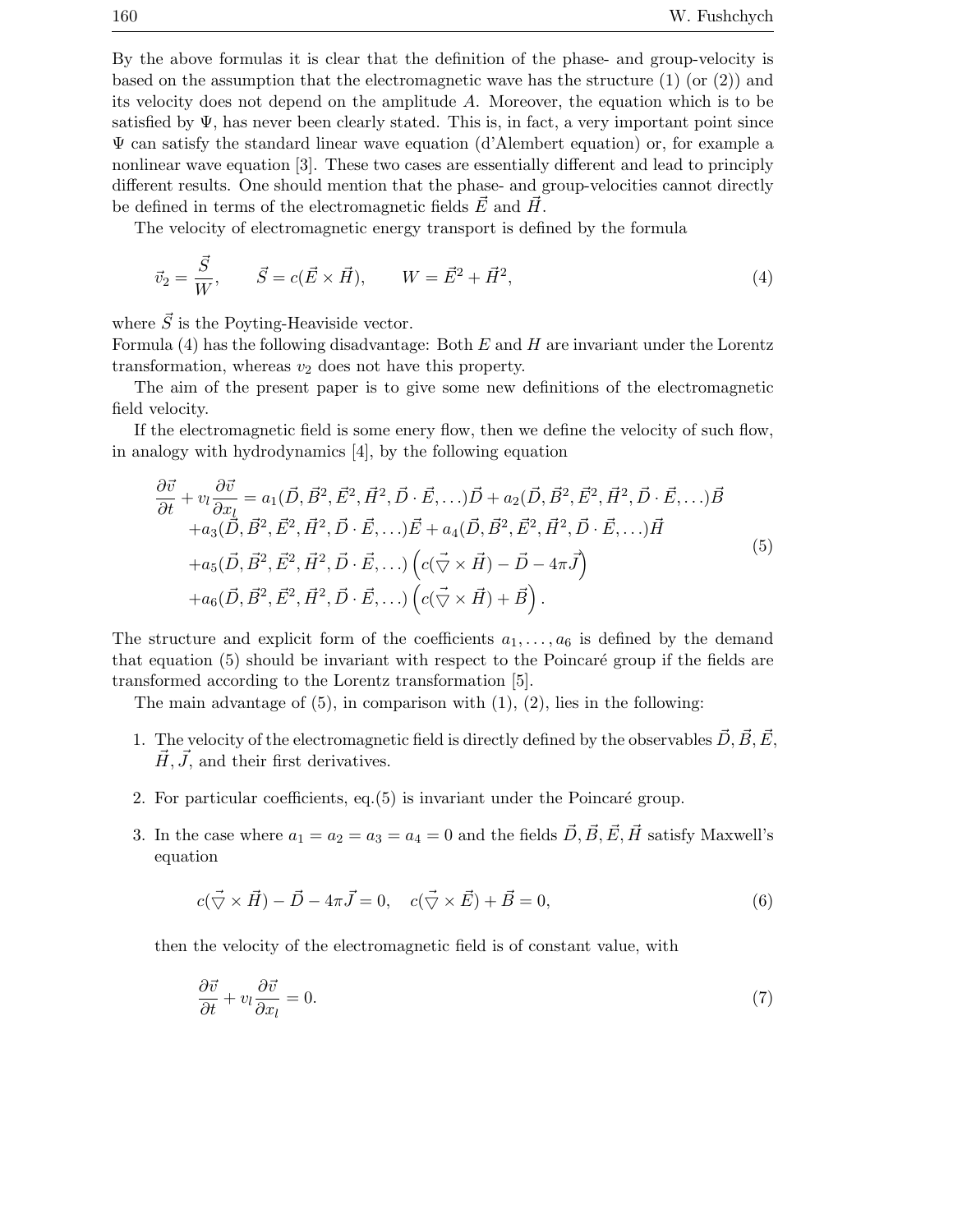By the above formulas it is clear that the definition of the phase- and group-velocity is based on the assumption that the electromagnetic wave has the structure (1) (or (2)) and its velocity does not depend on the amplitude $A$. Moreover, the equation which is to be satisfied by $\Psi$, has never been clearly stated. This is, in fact, a very important point since $\Psi$ can satisfy the standard linear wave equation (d'Alembert equation) or, for example a nonlinear wave equation [3]. These two cases are essentially different and lead to principly different results. One should mention that the phase- and group-velocities cannot directly be defined in terms of the electromagnetic fields $\vec{E}$ and $\vec{H}$.

The velocity of electromagnetic energy transport is defined by the formula

$$\vec{v}_2 = \frac{\vec{S}}{W}, \qquad \vec{S} = c(\vec{E} \times \vec{H}), \qquad W = \vec{E}^2 + \vec{H}^2, \tag{4}$$

where $\vec{S}$ is the Poyting-Heaviside vector.
Formula (4) has the following disadvantage: Both $E$ and $H$ are invariant under the Lorentz transformation, whereas $v_2$ does not have this property.

The aim of the present paper is to give some new definitions of the electromagnetic field velocity.

If the electromagnetic field is some enery flow, then we define the velocity of such flow, in analogy with hydrodynamics [4], by the following equation

$$\begin{aligned}
\frac{\partial \vec{v}}{\partial t} + v_l \frac{\partial \vec{v}}{\partial x_l} &= a_1(\vec{D}, \vec{B}^2, \vec{E}^2, \vec{H}^2, \vec{D}\cdot\vec{E}, \ldots)\vec{D} + a_2(\vec{D}, \vec{B}^2, \vec{E}^2, \vec{H}^2, \vec{D}\cdot\vec{E}, \ldots)\vec{B} \\
&+ a_3(\vec{D}, \vec{B}^2, \vec{E}^2, \vec{H}^2, \vec{D}\cdot\vec{E}, \ldots)\vec{E} + a_4(\vec{D}, \vec{B}^2, \vec{E}^2, \vec{H}^2, \vec{D}\cdot\vec{E}, \ldots)\vec{H} \\
&+ a_5(\vec{D}, \vec{B}^2, \vec{E}^2, \vec{H}^2, \vec{D}\cdot\vec{E}, \ldots)\left(c(\vec{\nabla} \times \vec{H}) - \vec{D} - 4\pi\vec{J}\right) \\
&+ a_6(\vec{D}, \vec{B}^2, \vec{E}^2, \vec{H}^2, \vec{D}\cdot\vec{E}, \ldots)\left(c(\vec{\nabla} \times \vec{H}) + \vec{B}\right).
\end{aligned} \tag{5}$$

The structure and explicit form of the coefficients $a_1, \ldots, a_6$ is defined by the demand that equation (5) should be invariant with respect to the Poincaré group if the fields are transformed according to the Lorentz transformation [5].

The main advantage of (5), in comparison with (1), (2), lies in the following:

1. The velocity of the electromagnetic field is directly defined by the observables $\vec{D}, \vec{B}, \vec{E}, \vec{H}, \vec{J}$, and their first derivatives.
2. For particular coefficients, eq.(5) is invariant under the Poincaré group.
3. In the case where $a_1 = a_2 = a_3 = a_4 = 0$ and the fields $\vec{D}, \vec{B}, \vec{E}, \vec{H}$ satisfy Maxwell's equation

$$c(\vec{\nabla} \times \vec{H}) - \vec{D} - 4\pi\vec{J} = 0, \quad c(\vec{\nabla} \times \vec{E}) + \vec{B} = 0, \tag{6}$$

then the velocity of the electromagnetic field is of constant value, with

$$\frac{\partial \vec{v}}{\partial t} + v_l \frac{\partial \vec{v}}{\partial x_l} = 0. \tag{7}$$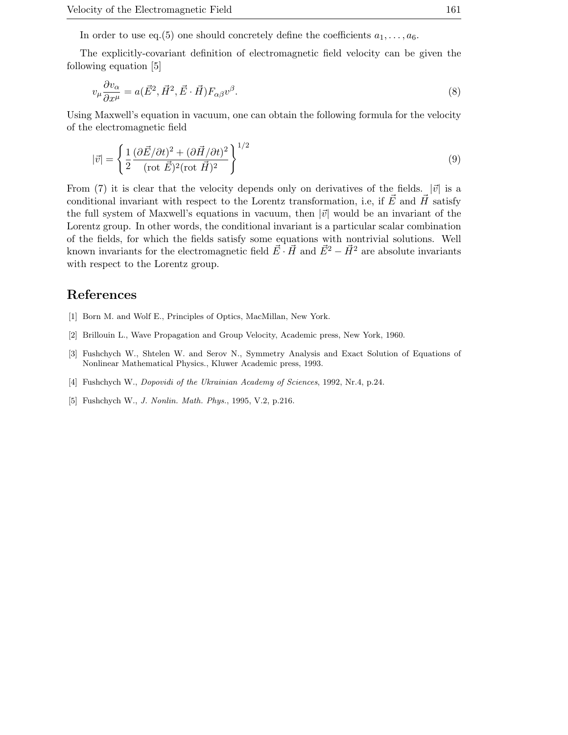In order to use eq.(5) one should concretely define the coefficients $a_1, \ldots, a_6$.

The explicitly-covariant definition of electromagnetic field velocity can be given the following equation [5]

$$v_\mu \frac{\partial v_\alpha}{\partial x^\mu} = a(\vec{E}^2, \vec{H}^2, \vec{E} \cdot \vec{H}) F_{\alpha\beta} v^\beta. \tag{8}$$

Using Maxwell's equation in vacuum, one can obtain the following formula for the velocity of the electromagnetic field

$$|\vec{v}| = \left\{ \frac{1}{2} \frac{(\partial \vec{E}/\partial t)^2 + (\partial \vec{H}/\partial t)^2}{(\mathrm{rot}\ \vec{E})^2 (\mathrm{rot}\ \vec{H})^2} \right\}^{1/2} \tag{9}$$

From (7) it is clear that the velocity depends only on derivatives of the fields. $|\vec{v}|$ is a conditional invariant with respect to the Lorentz transformation, i.e, if $\vec{E}$ and $\vec{H}$ satisfy the full system of Maxwell's equations in vacuum, then $|\vec{v}|$ would be an invariant of the Lorentz group. In other words, the conditional invariant is a particular scalar combination of the fields, for which the fields satisfy some equations with nontrivial solutions. Well known invariants for the electromagnetic field $\vec{E} \cdot \vec{H}$ and $\vec{E}^2 - \vec{H}^2$ are absolute invariants with respect to the Lorentz group.

## References

[1] Born M. and Wolf E., Principles of Optics, MacMillan, New York.

[2] Brillouin L., Wave Propagation and Group Velocity, Academic press, New York, 1960.

[3] Fushchych W., Shtelen W. and Serov N., Symmetry Analysis and Exact Solution of Equations of Nonlinear Mathematical Physics., Kluwer Academic press, 1993.

[4] Fushchych W., *Dopovidi of the Ukrainian Academy of Sciences*, 1992, Nr.4, p.24.

[5] Fushchych W., *J. Nonlin. Math. Phys.*, 1995, V.2, p.216.